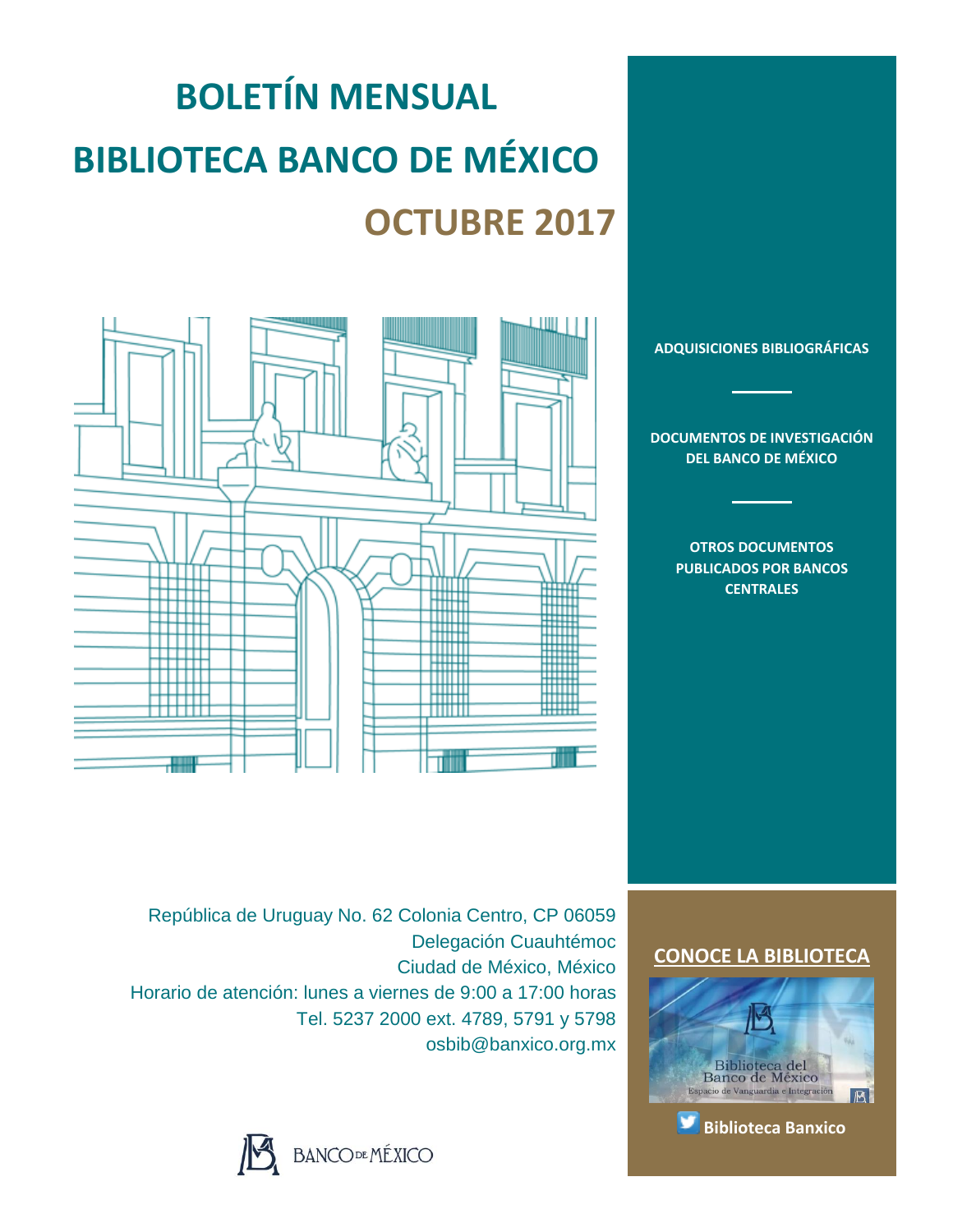# BOLETÍN MENSUAL

# BIBLIOTECA BANCO DE MÉXICO

## OCTUBRE 2017

**ADQUISICIONES BIBLIOGRÁFICAS**

**DOCUMENTOS DE INVESTIGACIÓN DEL BANCO DE MÉXICO**

**OTROS DOCUMENTOS PUBLICADOS POR BANCOS CENTRALES**

República de Uruguay No. 62 Colonia Centro, CP 06059
Delegación Cuauhtémoc
Ciudad de México, México
Horario de atención: lunes a viernes de 9:00 a 17:00 horas
Tel. 5237 2000 ext. 4789, 5791 y 5798
osbib@banxico.org.mx

**CONOCE LA BIBLIOTECA**

Biblioteca del Banco de México
Espacio de Vanguardia e Integración

**Biblioteca Banxico**

BANCO DE MÉXICO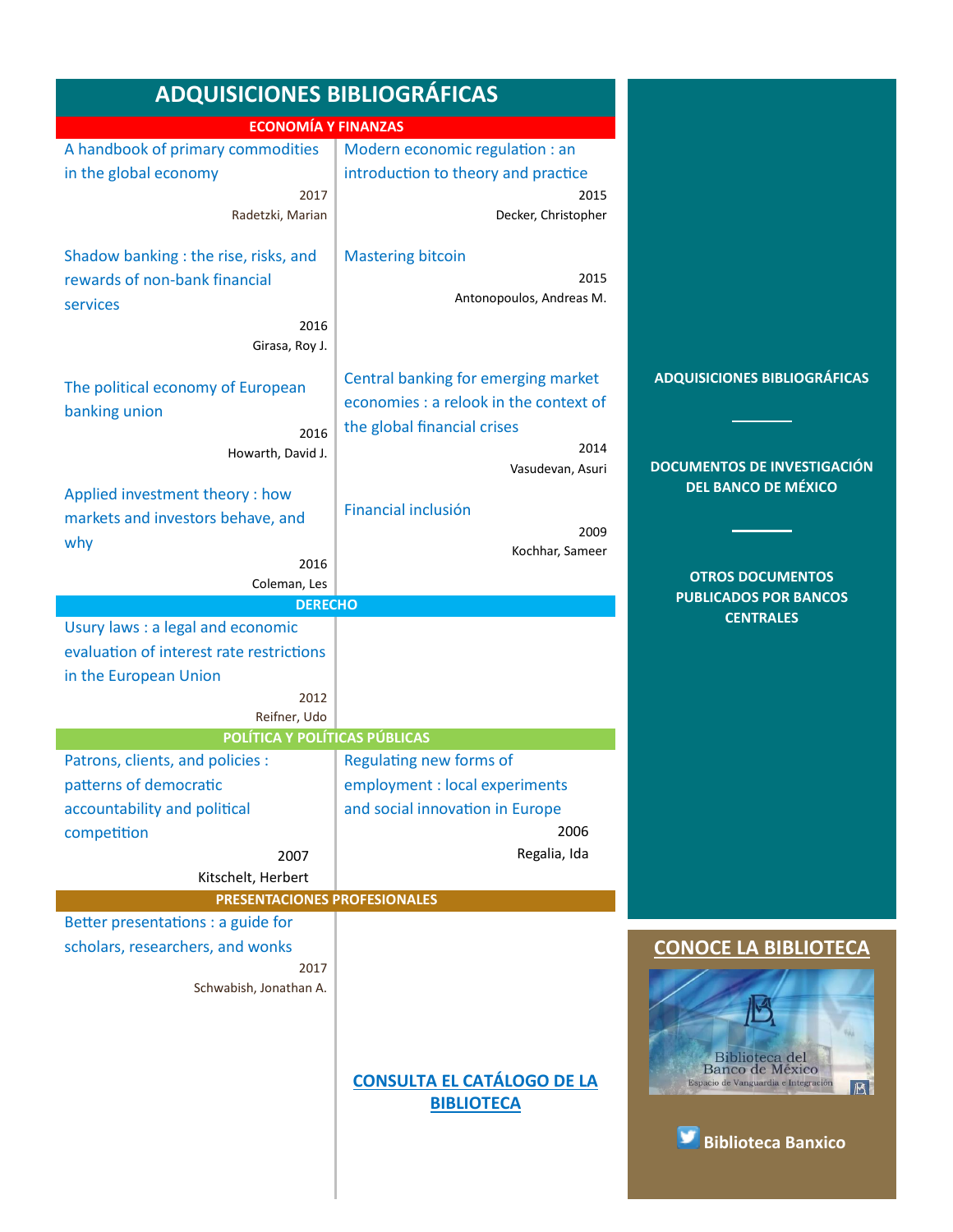# ADQUISICIONES BIBLIOGRÁFICAS

## ECONOMÍA Y FINANZAS

A handbook of primary commodities in the global economy
2017
Radetzki, Marian

Shadow banking : the rise, risks, and rewards of non-bank financial services
2016
Girasa, Roy J.

The political economy of European banking union
2016
Howarth, David J.

Applied investment theory : how markets and investors behave, and why
2016
Coleman, Les

Modern economic regulation : an introduction to theory and practice
2015
Decker, Christopher

Mastering bitcoin
2015
Antonopoulos, Andreas M.

Central banking for emerging market economies : a relook in the context of the global financial crises
2014
Vasudevan, Asuri

Financial inclusión
2009
Kochhar, Sameer

## DERECHO

Usury laws : a legal and economic evaluation of interest rate restrictions in the European Union
2012
Reifner, Udo

## POLÍTICA Y POLÍTICAS PÚBLICAS

Patrons, clients, and policies : patterns of democratic accountability and political competition
2007
Kitschelt, Herbert

Regulating new forms of employment : local experiments and social innovation in Europe
2006
Regalia, Ida

## PRESENTACIONES PROFESIONALES

Better presentations : a guide for scholars, researchers, and wonks
2017
Schwabish, Jonathan A.

**CONSULTA EL CATÁLOGO DE LA BIBLIOTECA**

**ADQUISICIONES BIBLIOGRÁFICAS**

**DOCUMENTOS DE INVESTIGACIÓN DEL BANCO DE MÉXICO**

**OTROS DOCUMENTOS PUBLICADOS POR BANCOS CENTRALES**

**CONOCE LA BIBLIOTECA**

Biblioteca del Banco de México
Espacio de Vanguardia e Integración

**Biblioteca Banxico**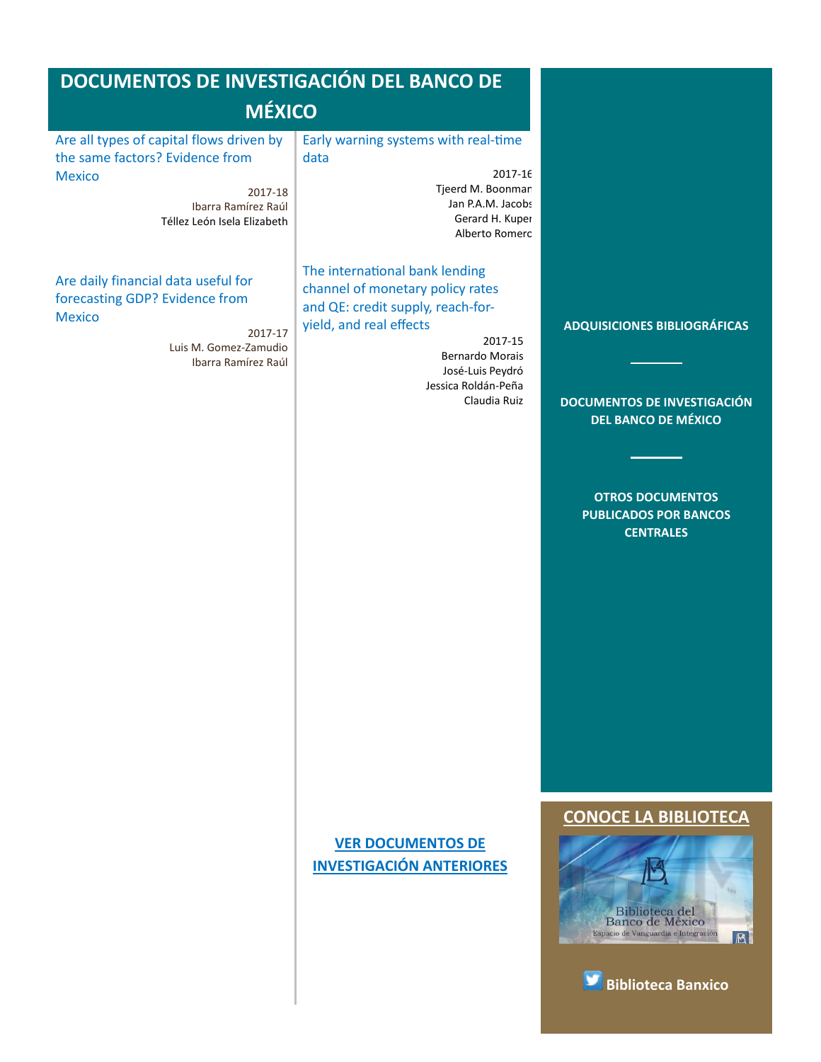# DOCUMENTOS DE INVESTIGACIÓN DEL BANCO DE MÉXICO

Are all types of capital flows driven by the same factors? Evidence from Mexico

2017-18
Ibarra Ramírez Raúl
Téllez León Isela Elizabeth

Are daily financial data useful for forecasting GDP? Evidence from Mexico

2017-17
Luis M. Gomez-Zamudio
Ibarra Ramírez Raúl

Early warning systems with real-time data

2017-16
Tjeerd M. Boonman
Jan P.A.M. Jacobs
Gerard H. Kuper
Alberto Romero

The international bank lending channel of monetary policy rates and QE: credit supply, reach-for-yield, and real effects

2017-15
Bernardo Morais
José-Luis Peydró
Jessica Roldán-Peña
Claudia Ruiz

**VER DOCUMENTOS DE INVESTIGACIÓN ANTERIORES**

**ADQUISICIONES BIBLIOGRÁFICAS**

**DOCUMENTOS DE INVESTIGACIÓN DEL BANCO DE MÉXICO**

**OTROS DOCUMENTOS PUBLICADOS POR BANCOS CENTRALES**

**CONOCE LA BIBLIOTECA**

Biblioteca del Banco de México
Espacio de Vanguardia e Integración

**Biblioteca Banxico**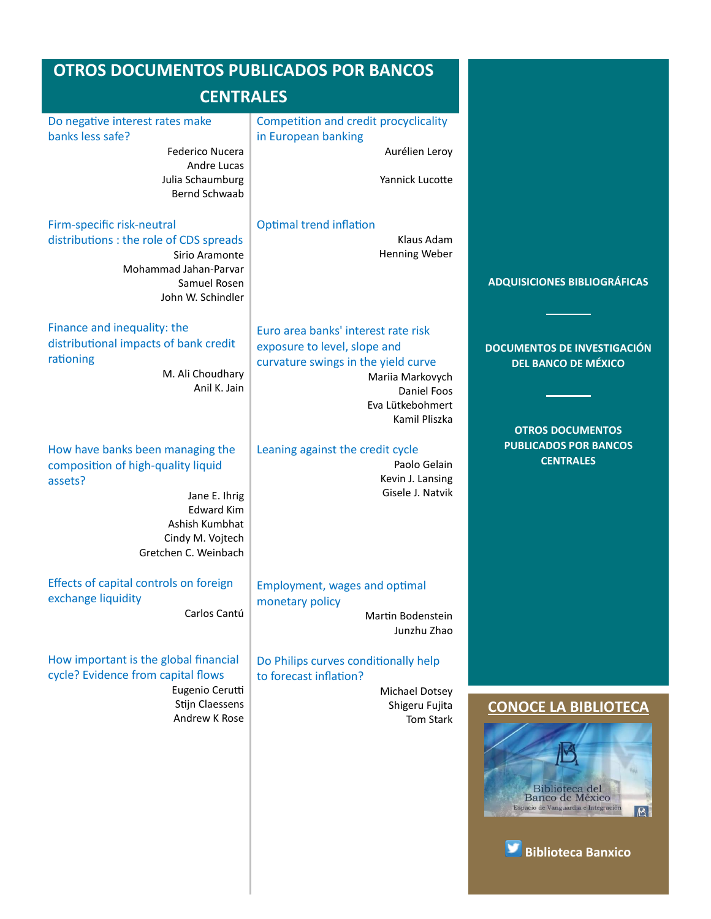# OTROS DOCUMENTOS PUBLICADOS POR BANCOS CENTRALES

**Do negative interest rates make banks less safe?**
Federico Nucera
Andre Lucas
Julia Schaumburg
Bernd Schwaab

**Firm-specific risk-neutral distributions : the role of CDS spreads**
Sirio Aramonte
Mohammad Jahan-Parvar
Samuel Rosen
John W. Schindler

**Finance and inequality: the distributional impacts of bank credit rationing**
M. Ali Choudhary
Anil K. Jain

**How have banks been managing the composition of high-quality liquid assets?**
Jane E. Ihrig
Edward Kim
Ashish Kumbhat
Cindy M. Vojtech
Gretchen C. Weinbach

**Effects of capital controls on foreign exchange liquidity**
Carlos Cantú

**How important is the global financial cycle? Evidence from capital flows**
Eugenio Cerutti
Stijn Claessens
Andrew K Rose

**Competition and credit procyclicality in European banking**
Aurélien Leroy

Yannick Lucotte

**Optimal trend inflation**
Klaus Adam
Henning Weber

**Euro area banks' interest rate risk exposure to level, slope and curvature swings in the yield curve**
Mariia Markovych
Daniel Foos
Eva Lütkebohmert
Kamil Pliszka

**Leaning against the credit cycle**
Paolo Gelain
Kevin J. Lansing
Gisele J. Natvik

**Employment, wages and optimal monetary policy**
Martin Bodenstein
Junzhu Zhao

**Do Philips curves conditionally help to forecast inflation?**
Michael Dotsey
Shigeru Fujita
Tom Stark

ADQUISICIONES BIBLIOGRÁFICAS

DOCUMENTOS DE INVESTIGACIÓN DEL BANCO DE MÉXICO

OTROS DOCUMENTOS PUBLICADOS POR BANCOS CENTRALES

**CONOCE LA BIBLIOTECA**

Biblioteca del Banco de México
Espacio de Vanguardia e Integración

Biblioteca Banxico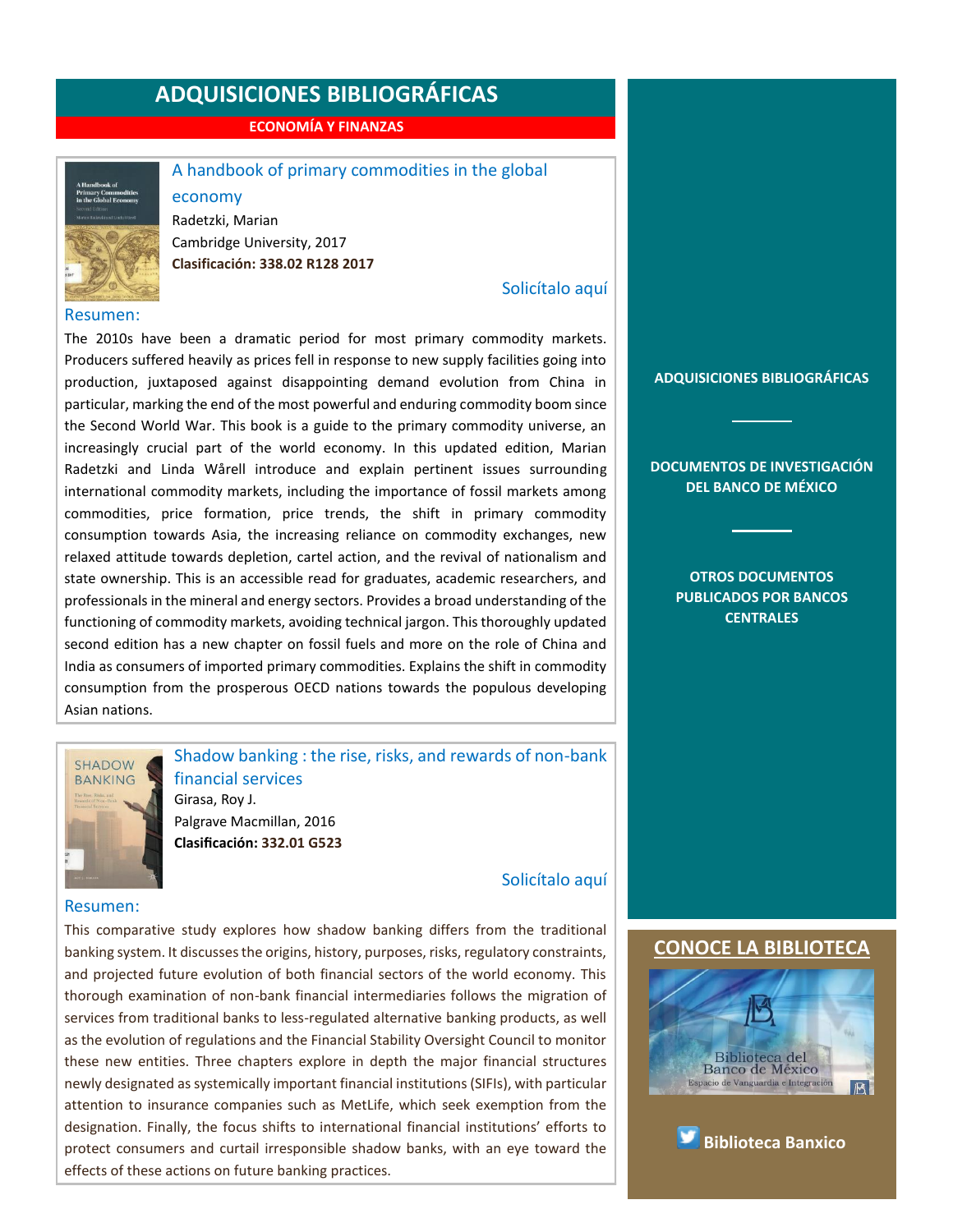# ADQUISICIONES BIBLIOGRÁFICAS

## ECONOMÍA Y FINANZAS

### A handbook of primary commodities in the global economy

Radetzki, Marian
Cambridge University, 2017
**Clasificación: 338.02 R128 2017**

Solicítalo aquí

Resumen:

The 2010s have been a dramatic period for most primary commodity markets. Producers suffered heavily as prices fell in response to new supply facilities going into production, juxtaposed against disappointing demand evolution from China in particular, marking the end of the most powerful and enduring commodity boom since the Second World War. This book is a guide to the primary commodity universe, an increasingly crucial part of the world economy. In this updated edition, Marian Radetzki and Linda Wårell introduce and explain pertinent issues surrounding international commodity markets, including the importance of fossil markets among commodities, price formation, price trends, the shift in primary commodity consumption towards Asia, the increasing reliance on commodity exchanges, new relaxed attitude towards depletion, cartel action, and the revival of nationalism and state ownership. This is an accessible read for graduates, academic researchers, and professionals in the mineral and energy sectors. Provides a broad understanding of the functioning of commodity markets, avoiding technical jargon. This thoroughly updated second edition has a new chapter on fossil fuels and more on the role of China and India as consumers of imported primary commodities. Explains the shift in commodity consumption from the prosperous OECD nations towards the populous developing Asian nations.

### Shadow banking : the rise, risks, and rewards of non-bank financial services

Girasa, Roy J.
Palgrave Macmillan, 2016
**Clasificación: 332.01 G523**

Solicítalo aquí

Resumen:

This comparative study explores how shadow banking differs from the traditional banking system. It discusses the origins, history, purposes, risks, regulatory constraints, and projected future evolution of both financial sectors of the world economy. This thorough examination of non-bank financial intermediaries follows the migration of services from traditional banks to less-regulated alternative banking products, as well as the evolution of regulations and the Financial Stability Oversight Council to monitor these new entities. Three chapters explore in depth the major financial structures newly designated as systemically important financial institutions (SIFIs), with particular attention to insurance companies such as MetLife, which seek exemption from the designation. Finally, the focus shifts to international financial institutions' efforts to protect consumers and curtail irresponsible shadow banks, with an eye toward the effects of these actions on future banking practices.

**ADQUISICIONES BIBLIOGRÁFICAS**

**DOCUMENTOS DE INVESTIGACIÓN DEL BANCO DE MÉXICO**

**OTROS DOCUMENTOS PUBLICADOS POR BANCOS CENTRALES**

**CONOCE LA BIBLIOTECA**

Biblioteca del Banco de México
Espacio de Vanguardia e Integración

**Biblioteca Banxico**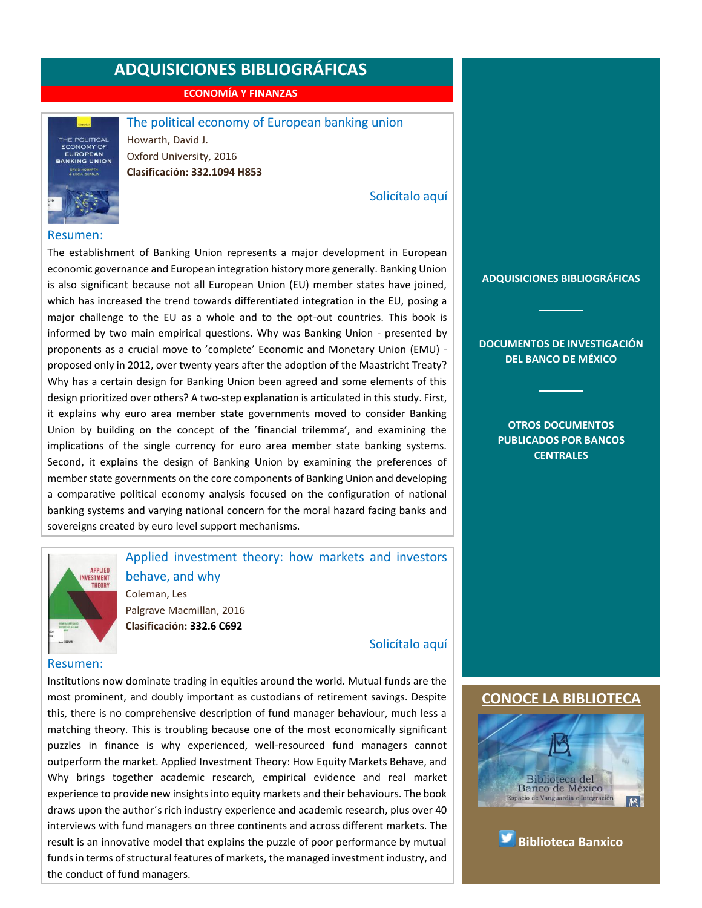# ADQUISICIONES BIBLIOGRÁFICAS

**ECONOMÍA Y FINANZAS**

### The political economy of European banking union

Howarth, David J.
Oxford University, 2016
**Clasificación: 332.1094 H853**

Solicítalo aquí

#### Resumen:

The establishment of Banking Union represents a major development in European economic governance and European integration history more generally. Banking Union is also significant because not all European Union (EU) member states have joined, which has increased the trend towards differentiated integration in the EU, posing a major challenge to the EU as a whole and to the opt-out countries. This book is informed by two main empirical questions. Why was Banking Union - presented by proponents as a crucial move to 'complete' Economic and Monetary Union (EMU) - proposed only in 2012, over twenty years after the adoption of the Maastricht Treaty? Why has a certain design for Banking Union been agreed and some elements of this design prioritized over others? A two-step explanation is articulated in this study. First, it explains why euro area member state governments moved to consider Banking Union by building on the concept of the 'financial trilemma', and examining the implications of the single currency for euro area member state banking systems. Second, it explains the design of Banking Union by examining the preferences of member state governments on the core components of Banking Union and developing a comparative political economy analysis focused on the configuration of national banking systems and varying national concern for the moral hazard facing banks and sovereigns created by euro level support mechanisms.

### Applied investment theory: how markets and investors behave, and why

Coleman, Les
Palgrave Macmillan, 2016
**Clasificación: 332.6 C692**

Solicítalo aquí

#### Resumen:

Institutions now dominate trading in equities around the world. Mutual funds are the most prominent, and doubly important as custodians of retirement savings. Despite this, there is no comprehensive description of fund manager behaviour, much less a matching theory. This is troubling because one of the most economically significant puzzles in finance is why experienced, well-resourced fund managers cannot outperform the market. Applied Investment Theory: How Equity Markets Behave, and Why brings together academic research, empirical evidence and real market experience to provide new insights into equity markets and their behaviours. The book draws upon the author´s rich industry experience and academic research, plus over 40 interviews with fund managers on three continents and across different markets. The result is an innovative model that explains the puzzle of poor performance by mutual funds in terms of structural features of markets, the managed investment industry, and the conduct of fund managers.

**ADQUISICIONES BIBLIOGRÁFICAS**

**DOCUMENTOS DE INVESTIGACIÓN DEL BANCO DE MÉXICO**

**OTROS DOCUMENTOS PUBLICADOS POR BANCOS CENTRALES**

**CONOCE LA BIBLIOTECA**

**Biblioteca Banxico**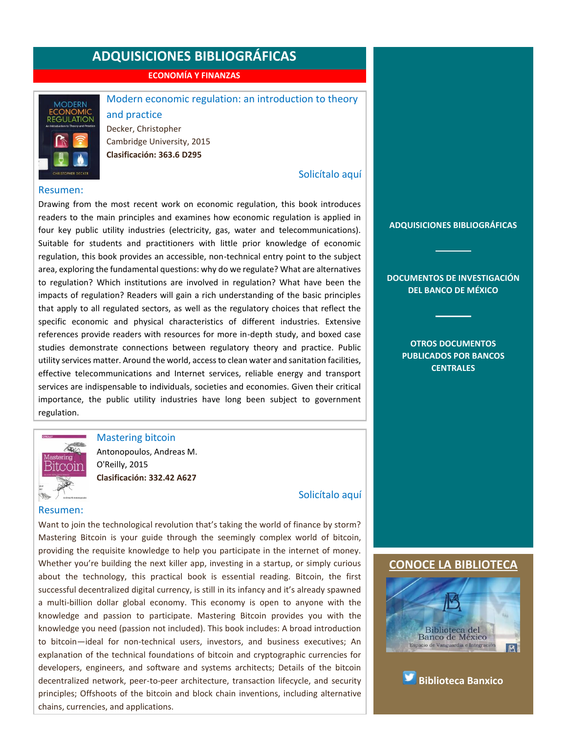# ADQUISICIONES BIBLIOGRÁFICAS

## ECONOMÍA Y FINANZAS

### Modern economic regulation: an introduction to theory and practice

Decker, Christopher
Cambridge University, 2015
**Clasificación: 363.6 D295**

Solicítalo aquí

**Resumen:**

Drawing from the most recent work on economic regulation, this book introduces readers to the main principles and examines how economic regulation is applied in four key public utility industries (electricity, gas, water and telecommunications). Suitable for students and practitioners with little prior knowledge of economic regulation, this book provides an accessible, non-technical entry point to the subject area, exploring the fundamental questions: why do we regulate? What are alternatives to regulation? Which institutions are involved in regulation? What have been the impacts of regulation? Readers will gain a rich understanding of the basic principles that apply to all regulated sectors, as well as the regulatory choices that reflect the specific economic and physical characteristics of different industries. Extensive references provide readers with resources for more in-depth study, and boxed case studies demonstrate connections between regulatory theory and practice. Public utility services matter. Around the world, access to clean water and sanitation facilities, effective telecommunications and Internet services, reliable energy and transport services are indispensable to individuals, societies and economies. Given their critical importance, the public utility industries have long been subject to government regulation.

### Mastering bitcoin

Antonopoulos, Andreas M.
O'Reilly, 2015
**Clasificación: 332.42 A627**

Solicítalo aquí

**Resumen:**

Want to join the technological revolution that's taking the world of finance by storm? Mastering Bitcoin is your guide through the seemingly complex world of bitcoin, providing the requisite knowledge to help you participate in the internet of money. Whether you're building the next killer app, investing in a startup, or simply curious about the technology, this practical book is essential reading. Bitcoin, the first successful decentralized digital currency, is still in its infancy and it's already spawned a multi-billion dollar global economy. This economy is open to anyone with the knowledge and passion to participate. Mastering Bitcoin provides you with the knowledge you need (passion not included). This book includes: A broad introduction to bitcoin—ideal for non-technical users, investors, and business executives; An explanation of the technical foundations of bitcoin and cryptographic currencies for developers, engineers, and software and systems architects; Details of the bitcoin decentralized network, peer-to-peer architecture, transaction lifecycle, and security principles; Offshoots of the bitcoin and block chain inventions, including alternative chains, currencies, and applications.

**ADQUISICIONES BIBLIOGRÁFICAS**

**DOCUMENTOS DE INVESTIGACIÓN DEL BANCO DE MÉXICO**

**OTROS DOCUMENTOS PUBLICADOS POR BANCOS CENTRALES**

**CONOCE LA BIBLIOTECA**

Biblioteca del Banco de México
Espacio de Vanguardia e Integración

**Biblioteca Banxico**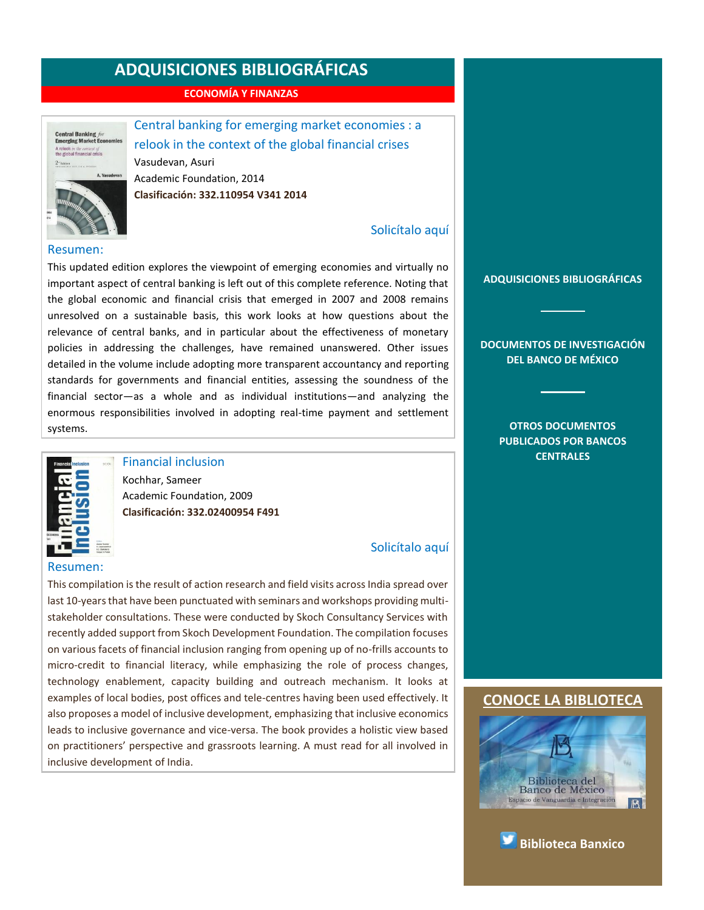# ADQUISICIONES BIBLIOGRÁFICAS

## ECONOMÍA Y FINANZAS

### Central banking for emerging market economies : a relook in the context of the global financial crises

Vasudevan, Asuri

Academic Foundation, 2014

**Clasificación: 332.110954 V341 2014**

Solicítalo aquí

Resumen:

This updated edition explores the viewpoint of emerging economies and virtually no important aspect of central banking is left out of this complete reference. Noting that the global economic and financial crisis that emerged in 2007 and 2008 remains unresolved on a sustainable basis, this work looks at how questions about the relevance of central banks, and in particular about the effectiveness of monetary policies in addressing the challenges, have remained unanswered. Other issues detailed in the volume include adopting more transparent accountancy and reporting standards for governments and financial entities, assessing the soundness of the financial sector—as a whole and as individual institutions—and analyzing the enormous responsibilities involved in adopting real-time payment and settlement systems.

### Financial inclusion

Kochhar, Sameer

Academic Foundation, 2009

**Clasificación: 332.02400954 F491**

Solicítalo aquí

Resumen:

This compilation is the result of action research and field visits across India spread over last 10-years that have been punctuated with seminars and workshops providing multi-stakeholder consultations. These were conducted by Skoch Consultancy Services with recently added support from Skoch Development Foundation. The compilation focuses on various facets of financial inclusion ranging from opening up of no-frills accounts to micro-credit to financial literacy, while emphasizing the role of process changes, technology enablement, capacity building and outreach mechanism. It looks at examples of local bodies, post offices and tele-centres having been used effectively. It also proposes a model of inclusive development, emphasizing that inclusive economics leads to inclusive governance and vice-versa. The book provides a holistic view based on practitioners' perspective and grassroots learning. A must read for all involved in inclusive development of India.

**ADQUISICIONES BIBLIOGRÁFICAS**

**DOCUMENTOS DE INVESTIGACIÓN DEL BANCO DE MÉXICO**

**OTROS DOCUMENTOS PUBLICADOS POR BANCOS CENTRALES**

**CONOCE LA BIBLIOTECA**

Biblioteca del Banco de México

Espacio de Vanguardia e Integración

**Biblioteca Banxico**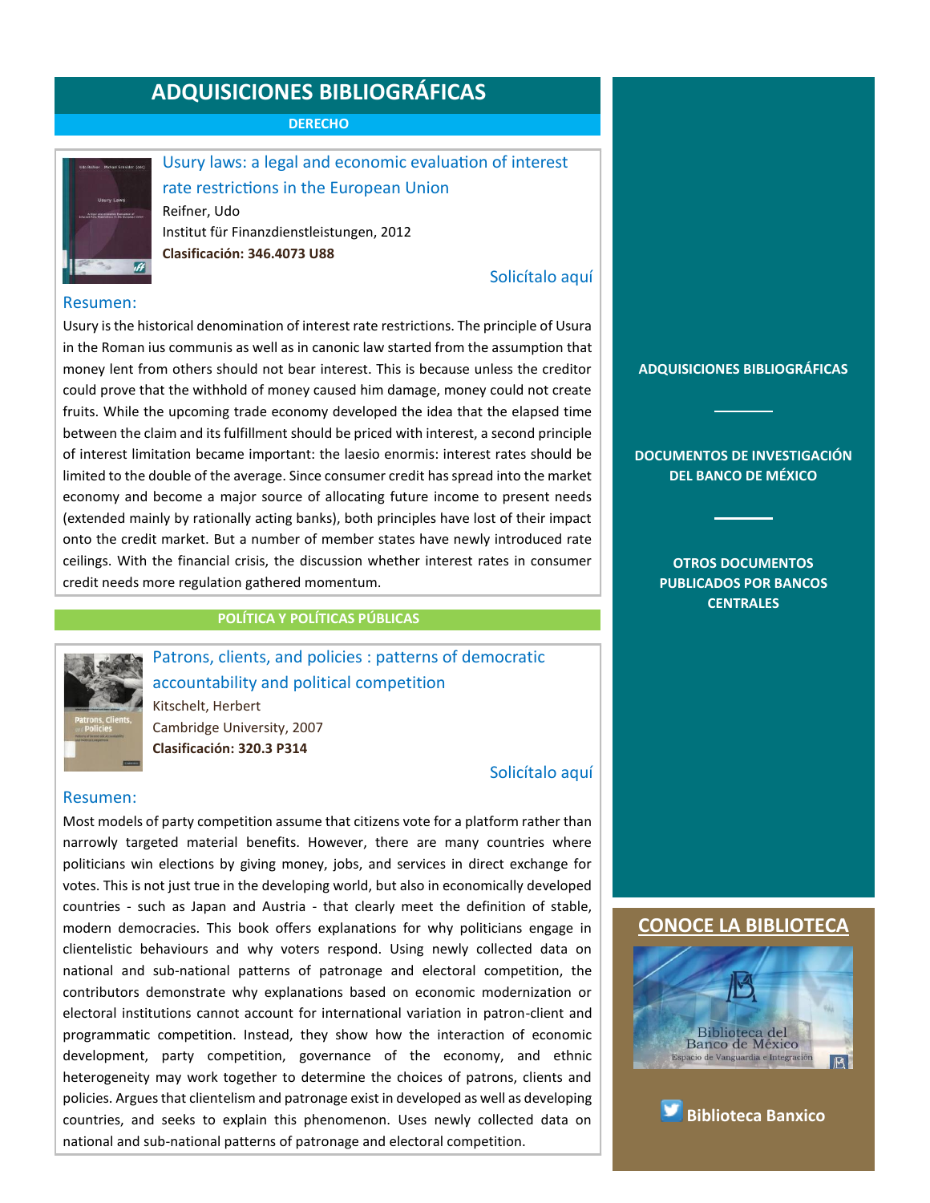# ADQUISICIONES BIBLIOGRÁFICAS

## DERECHO

### Usury laws: a legal and economic evaluation of interest rate restrictions in the European Union

Reifner, Udo

Institut für Finanzdienstleistungen, 2012

**Clasificación: 346.4073 U88**

Solicítalo aquí

Resumen:

Usury is the historical denomination of interest rate restrictions. The principle of Usura in the Roman ius communis as well as in canonic law started from the assumption that money lent from others should not bear interest. This is because unless the creditor could prove that the withhold of money caused him damage, money could not create fruits. While the upcoming trade economy developed the idea that the elapsed time between the claim and its fulfillment should be priced with interest, a second principle of interest limitation became important: the laesio enormis: interest rates should be limited to the double of the average. Since consumer credit has spread into the market economy and become a major source of allocating future income to present needs (extended mainly by rationally acting banks), both principles have lost of their impact onto the credit market. But a number of member states have newly introduced rate ceilings. With the financial crisis, the discussion whether interest rates in consumer credit needs more regulation gathered momentum.

## POLÍTICA Y POLÍTICAS PÚBLICAS

### Patrons, clients, and policies : patterns of democratic accountability and political competition

Kitschelt, Herbert

Cambridge University, 2007

**Clasificación: 320.3 P314**

Solicítalo aquí

Resumen:

Most models of party competition assume that citizens vote for a platform rather than narrowly targeted material benefits. However, there are many countries where politicians win elections by giving money, jobs, and services in direct exchange for votes. This is not just true in the developing world, but also in economically developed countries - such as Japan and Austria - that clearly meet the definition of stable, modern democracies. This book offers explanations for why politicians engage in clientelistic behaviours and why voters respond. Using newly collected data on national and sub-national patterns of patronage and electoral competition, the contributors demonstrate why explanations based on economic modernization or electoral institutions cannot account for international variation in patron-client and programmatic competition. Instead, they show how the interaction of economic development, party competition, governance of the economy, and ethnic heterogeneity may work together to determine the choices of patrons, clients and policies. Argues that clientelism and patronage exist in developed as well as developing countries, and seeks to explain this phenomenon. Uses newly collected data on national and sub-national patterns of patronage and electoral competition.

---

**ADQUISICIONES BIBLIOGRÁFICAS**

**DOCUMENTOS DE INVESTIGACIÓN DEL BANCO DE MÉXICO**

**OTROS DOCUMENTOS PUBLICADOS POR BANCOS CENTRALES**

**CONOCE LA BIBLIOTECA**

Biblioteca del Banco de México
Espacio de Vanguardia e Integración

**Biblioteca Banxico**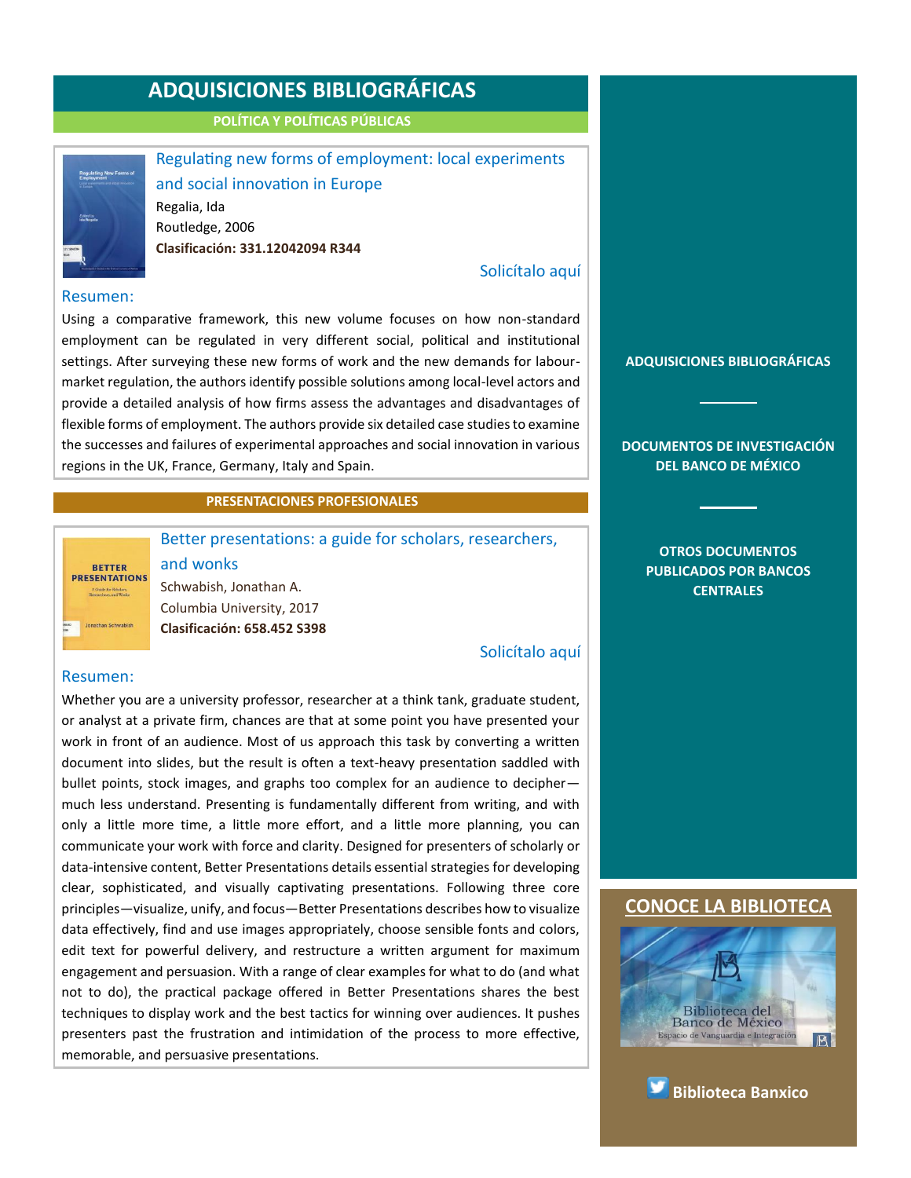# ADQUISICIONES BIBLIOGRÁFICAS

## POLÍTICA Y POLÍTICAS PÚBLICAS

### Regulating new forms of employment: local experiments and social innovation in Europe

Regalia, Ida

Routledge, 2006

**Clasificación: 331.12042094 R344**

Solicítalo aquí

**Resumen:**

Using a comparative framework, this new volume focuses on how non-standard employment can be regulated in very different social, political and institutional settings. After surveying these new forms of work and the new demands for labour-market regulation, the authors identify possible solutions among local-level actors and provide a detailed analysis of how firms assess the advantages and disadvantages of flexible forms of employment. The authors provide six detailed case studies to examine the successes and failures of experimental approaches and social innovation in various regions in the UK, France, Germany, Italy and Spain.

## PRESENTACIONES PROFESIONALES

### Better presentations: a guide for scholars, researchers, and wonks

Schwabish, Jonathan A.

Columbia University, 2017

**Clasificación: 658.452 S398**

Solicítalo aquí

**Resumen:**

Whether you are a university professor, researcher at a think tank, graduate student, or analyst at a private firm, chances are that at some point you have presented your work in front of an audience. Most of us approach this task by converting a written document into slides, but the result is often a text-heavy presentation saddled with bullet points, stock images, and graphs too complex for an audience to decipher—much less understand. Presenting is fundamentally different from writing, and with only a little more time, a little more effort, and a little more planning, you can communicate your work with force and clarity. Designed for presenters of scholarly or data-intensive content, Better Presentations details essential strategies for developing clear, sophisticated, and visually captivating presentations. Following three core principles—visualize, unify, and focus—Better Presentations describes how to visualize data effectively, find and use images appropriately, choose sensible fonts and colors, edit text for powerful delivery, and restructure a written argument for maximum engagement and persuasion. With a range of clear examples for what to do (and what not to do), the practical package offered in Better Presentations shares the best techniques to display work and the best tactics for winning over audiences. It pushes presenters past the frustration and intimidation of the process to more effective, memorable, and persuasive presentations.

---

ADQUISICIONES BIBLIOGRÁFICAS

DOCUMENTOS DE INVESTIGACIÓN DEL BANCO DE MÉXICO

OTROS DOCUMENTOS PUBLICADOS POR BANCOS CENTRALES

## CONOCE LA BIBLIOTECA

Biblioteca del Banco de México

Espacio de Vanguardia e Integración

Biblioteca Banxico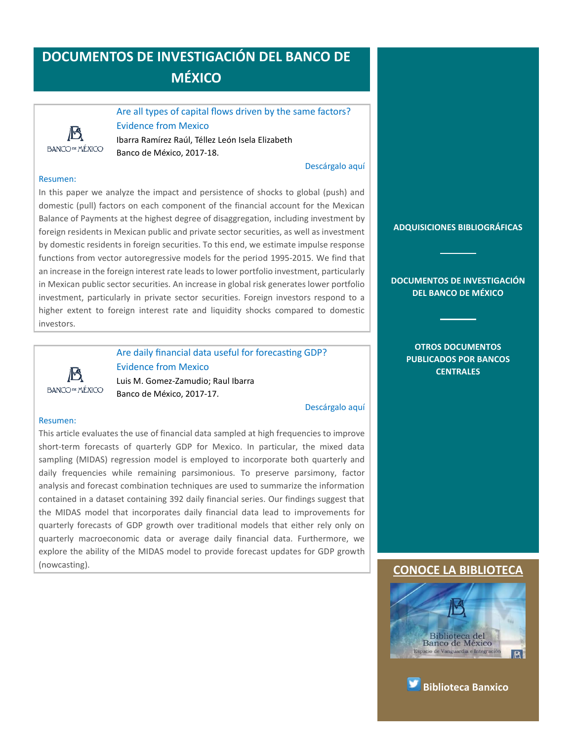# DOCUMENTOS DE INVESTIGACIÓN DEL BANCO DE MÉXICO

BANCO DE MÉXICO

**Are all types of capital flows driven by the same factors? Evidence from Mexico**

Ibarra Ramírez Raúl, Téllez León Isela Elizabeth
Banco de México, 2017-18.

Descárgalo aquí

Resumen:

In this paper we analyze the impact and persistence of shocks to global (push) and domestic (pull) factors on each component of the financial account for the Mexican Balance of Payments at the highest degree of disaggregation, including investment by foreign residents in Mexican public and private sector securities, as well as investment by domestic residents in foreign securities. To this end, we estimate impulse response functions from vector autoregressive models for the period 1995-2015. We find that an increase in the foreign interest rate leads to lower portfolio investment, particularly in Mexican public sector securities. An increase in global risk generates lower portfolio investment, particularly in private sector securities. Foreign investors respond to a higher extent to foreign interest rate and liquidity shocks compared to domestic investors.

BANCO DE MÉXICO

**Are daily financial data useful for forecasting GDP? Evidence from Mexico**

Luis M. Gomez-Zamudio; Raul Ibarra
Banco de México, 2017-17.

Descárgalo aquí

Resumen:

This article evaluates the use of financial data sampled at high frequencies to improve short-term forecasts of quarterly GDP for Mexico. In particular, the mixed data sampling (MIDAS) regression model is employed to incorporate both quarterly and daily frequencies while remaining parsimonious. To preserve parsimony, factor analysis and forecast combination techniques are used to summarize the information contained in a dataset containing 392 daily financial series. Our findings suggest that the MIDAS model that incorporates daily financial data lead to improvements for quarterly forecasts of GDP growth over traditional models that either rely only on quarterly macroeconomic data or average daily financial data. Furthermore, we explore the ability of the MIDAS model to provide forecast updates for GDP growth (nowcasting).

**ADQUISICIONES BIBLIOGRÁFICAS**

**DOCUMENTOS DE INVESTIGACIÓN DEL BANCO DE MÉXICO**

**OTROS DOCUMENTOS PUBLICADOS POR BANCOS CENTRALES**

**CONOCE LA BIBLIOTECA**

Biblioteca del Banco de México
Espacio de Vanguardia e Integración

**Biblioteca Banxico**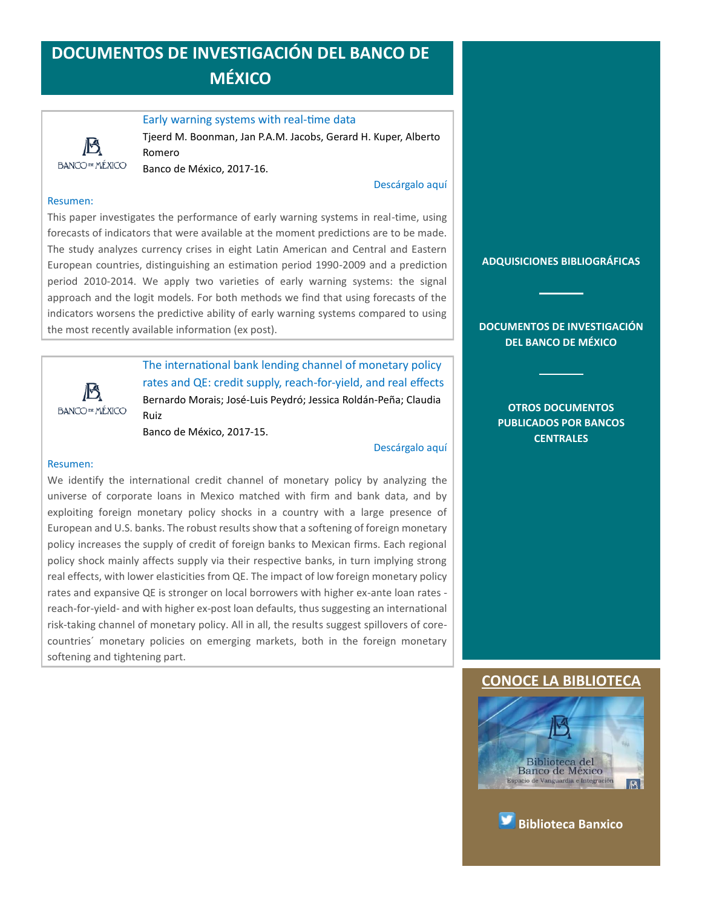# DOCUMENTOS DE INVESTIGACIÓN DEL BANCO DE MÉXICO

BANCO DE MÉXICO

Early warning systems with real-time data

Tjeerd M. Boonman, Jan P.A.M. Jacobs, Gerard H. Kuper, Alberto Romero

Banco de México, 2017-16.

Descárgalo aquí

Resumen:

This paper investigates the performance of early warning systems in real-time, using forecasts of indicators that were available at the moment predictions are to be made. The study analyzes currency crises in eight Latin American and Central and Eastern European countries, distinguishing an estimation period 1990-2009 and a prediction period 2010-2014. We apply two varieties of early warning systems: the signal approach and the logit models. For both methods we find that using forecasts of the indicators worsens the predictive ability of early warning systems compared to using the most recently available information (ex post).

BANCO DE MÉXICO

The international bank lending channel of monetary policy rates and QE: credit supply, reach-for-yield, and real effects

Bernardo Morais; José-Luis Peydró; Jessica Roldán-Peña; Claudia Ruiz

Banco de México, 2017-15.

Descárgalo aquí

Resumen:

We identify the international credit channel of monetary policy by analyzing the universe of corporate loans in Mexico matched with firm and bank data, and by exploiting foreign monetary policy shocks in a country with a large presence of European and U.S. banks. The robust results show that a softening of foreign monetary policy increases the supply of credit of foreign banks to Mexican firms. Each regional policy shock mainly affects supply via their respective banks, in turn implying strong real effects, with lower elasticities from QE. The impact of low foreign monetary policy rates and expansive QE is stronger on local borrowers with higher ex-ante loan rates -reach-for-yield- and with higher ex-post loan defaults, thus suggesting an international risk-taking channel of monetary policy. All in all, the results suggest spillovers of core-countries´ monetary policies on emerging markets, both in the foreign monetary softening and tightening part.

**ADQUISICIONES BIBLIOGRÁFICAS**

**DOCUMENTOS DE INVESTIGACIÓN DEL BANCO DE MÉXICO**

**OTROS DOCUMENTOS PUBLICADOS POR BANCOS CENTRALES**

**CONOCE LA BIBLIOTECA**

Biblioteca del Banco de México
Espacio de Vanguardia e Integración

**Biblioteca Banxico**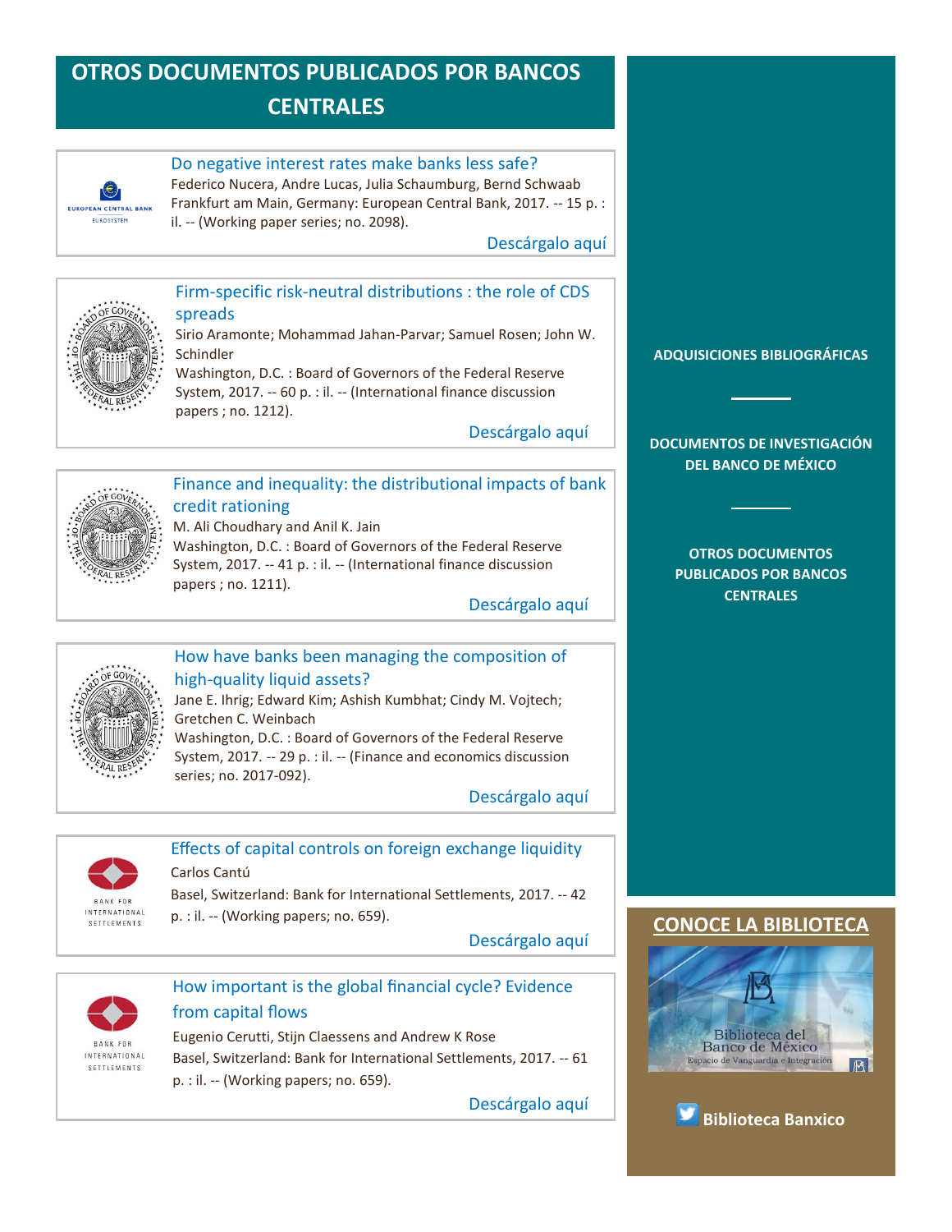# OTROS DOCUMENTOS PUBLICADOS POR BANCOS CENTRALES

**Do negative interest rates make banks less safe?**
Federico Nucera, Andre Lucas, Julia Schaumburg, Bernd Schwaab
Frankfurt am Main, Germany: European Central Bank, 2017. -- 15 p. : il. -- (Working paper series; no. 2098).
Descárgalo aquí

**Firm-specific risk-neutral distributions : the role of CDS spreads**
Sirio Aramonte; Mohammad Jahan-Parvar; Samuel Rosen; John W. Schindler
Washington, D.C. : Board of Governors of the Federal Reserve System, 2017. -- 60 p. : il. -- (International finance discussion papers ; no. 1212).
Descárgalo aquí

**Finance and inequality: the distributional impacts of bank credit rationing**
M. Ali Choudhary and Anil K. Jain
Washington, D.C. : Board of Governors of the Federal Reserve System, 2017. -- 41 p. : il. -- (International finance discussion papers ; no. 1211).
Descárgalo aquí

**How have banks been managing the composition of high-quality liquid assets?**
Jane E. Ihrig; Edward Kim; Ashish Kumbhat; Cindy M. Vojtech; Gretchen C. Weinbach
Washington, D.C. : Board of Governors of the Federal Reserve System, 2017. -- 29 p. : il. -- (Finance and economics discussion series; no. 2017-092).
Descárgalo aquí

**Effects of capital controls on foreign exchange liquidity**
Carlos Cantú
Basel, Switzerland: Bank for International Settlements, 2017. -- 42 p. : il. -- (Working papers; no. 659).
Descárgalo aquí

**How important is the global financial cycle? Evidence from capital flows**
Eugenio Cerutti, Stijn Claessens and Andrew K Rose
Basel, Switzerland: Bank for International Settlements, 2017. -- 61 p. : il. -- (Working papers; no. 659).
Descárgalo aquí

---

**ADQUISICIONES BIBLIOGRÁFICAS**

**DOCUMENTOS DE INVESTIGACIÓN DEL BANCO DE MÉXICO**

**OTROS DOCUMENTOS PUBLICADOS POR BANCOS CENTRALES**

## CONOCE LA BIBLIOTECA

Biblioteca del Banco de México
Espacio de Vanguardia e Integración

**Biblioteca Banxico**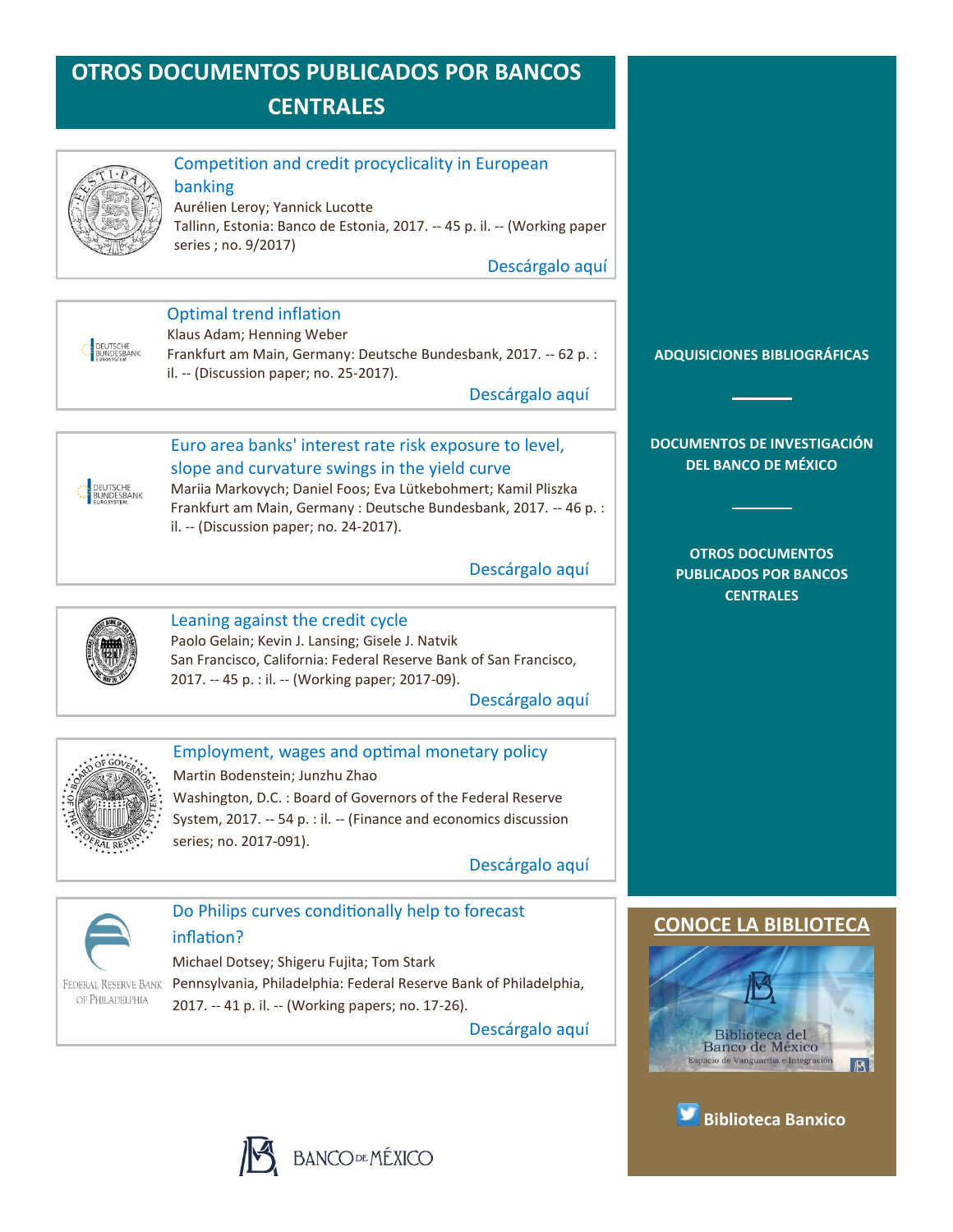# OTROS DOCUMENTOS PUBLICADOS POR BANCOS CENTRALES

**Competition and credit procyclicality in European banking**
Aurélien Leroy; Yannick Lucotte
Tallinn, Estonia: Banco de Estonia, 2017. -- 45 p. il. -- (Working paper series ; no. 9/2017)
Descárgalo aquí

**Optimal trend inflation**
Klaus Adam; Henning Weber
Frankfurt am Main, Germany: Deutsche Bundesbank, 2017. -- 62 p. : il. -- (Discussion paper; no. 25-2017).
Descárgalo aquí

**Euro area banks' interest rate risk exposure to level, slope and curvature swings in the yield curve**
Mariia Markovych; Daniel Foos; Eva Lütkebohmert; Kamil Pliszka
Frankfurt am Main, Germany : Deutsche Bundesbank, 2017. -- 46 p. : il. -- (Discussion paper; no. 24-2017).
Descárgalo aquí

**Leaning against the credit cycle**
Paolo Gelain; Kevin J. Lansing; Gisele J. Natvik
San Francisco, California: Federal Reserve Bank of San Francisco, 2017. -- 45 p. : il. -- (Working paper; 2017-09).
Descárgalo aquí

**Employment, wages and optimal monetary policy**
Martin Bodenstein; Junzhu Zhao
Washington, D.C. : Board of Governors of the Federal Reserve System, 2017. -- 54 p. : il. -- (Finance and economics discussion series; no. 2017-091).
Descárgalo aquí

**Do Philips curves conditionally help to forecast inflation?**
Michael Dotsey; Shigeru Fujita; Tom Stark
Pennsylvania, Philadelphia: Federal Reserve Bank of Philadelphia, 2017. -- 41 p. il. -- (Working papers; no. 17-26).
Descárgalo aquí

---

ADQUISICIONES BIBLIOGRÁFICAS

DOCUMENTOS DE INVESTIGACIÓN DEL BANCO DE MÉXICO

OTROS DOCUMENTOS PUBLICADOS POR BANCOS CENTRALES

## CONOCE LA BIBLIOTECA

Biblioteca del Banco de México
Espacio de Vanguardia e Integración

Biblioteca Banxico

BANCO DE MÉXICO